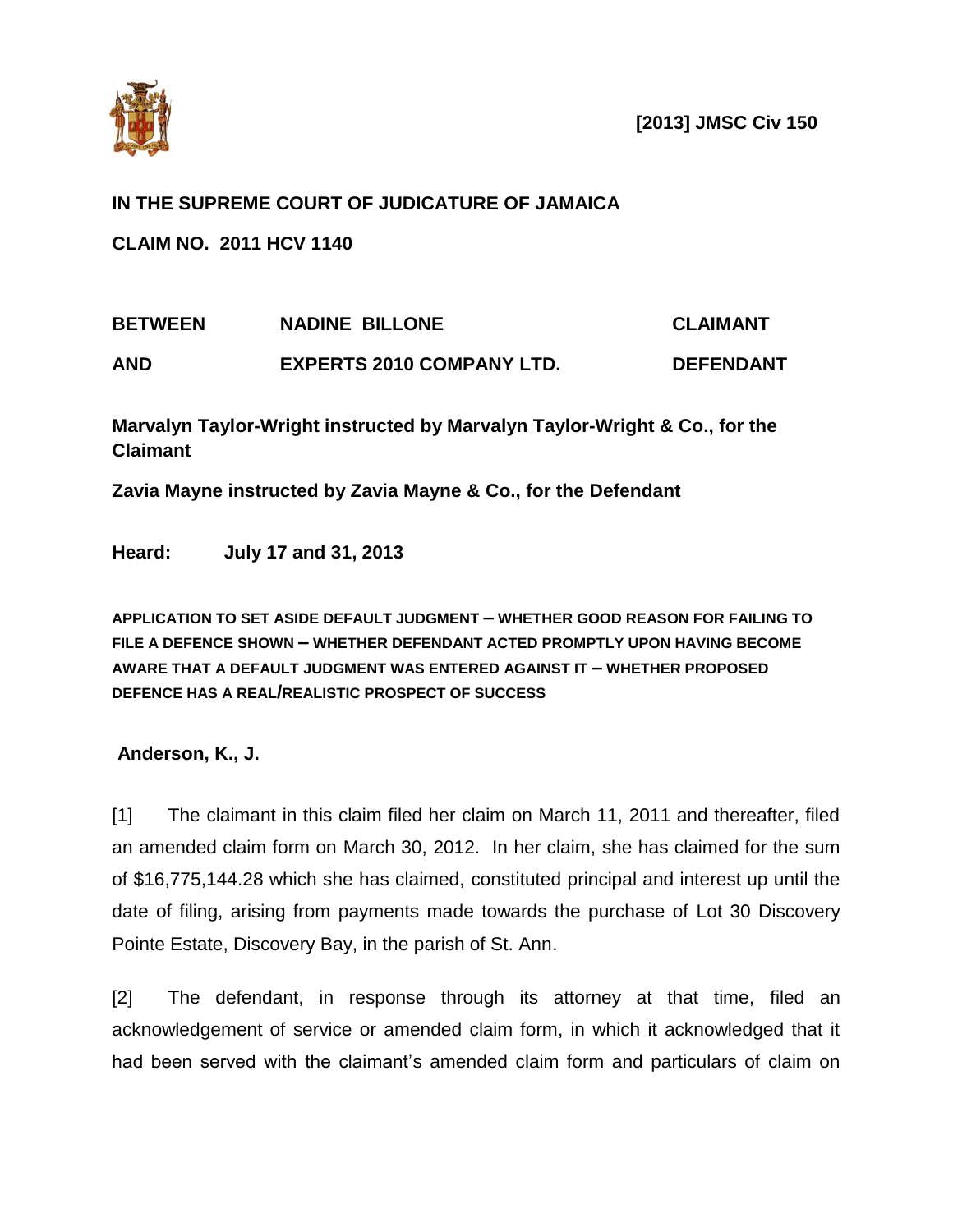**[2013] JMSC Civ 150**

**IN THE SUPREME COURT OF JUDICATURE OF JAMAICA**

**CLAIM NO. 2011 HCV 1140**

| | | |
|---|---|---|
| **BETWEEN** | **NADINE BILLONE** | **CLAIMANT** |
| **AND** | **EXPERTS 2010 COMPANY LTD.** | **DEFENDANT** |

**Marvalyn Taylor-Wright instructed by Marvalyn Taylor-Wright & Co., for the Claimant**

**Zavia Mayne instructed by Zavia Mayne & Co., for the Defendant**

**Heard: July 17 and 31, 2013**

**APPLICATION TO SET ASIDE DEFAULT JUDGMENT – WHETHER GOOD REASON FOR FAILING TO FILE A DEFENCE SHOWN – WHETHER DEFENDANT ACTED PROMPTLY UPON HAVING BECOME AWARE THAT A DEFAULT JUDGMENT WAS ENTERED AGAINST IT – WHETHER PROPOSED DEFENCE HAS A REAL/REALISTIC PROSPECT OF SUCCESS**

**Anderson, K., J.**

[1] The claimant in this claim filed her claim on March 11, 2011 and thereafter, filed an amended claim form on March 30, 2012. In her claim, she has claimed for the sum of $16,775,144.28 which she has claimed, constituted principal and interest up until the date of filing, arising from payments made towards the purchase of Lot 30 Discovery Pointe Estate, Discovery Bay, in the parish of St. Ann.

[2] The defendant, in response through its attorney at that time, filed an acknowledgement of service or amended claim form, in which it acknowledged that it had been served with the claimant's amended claim form and particulars of claim on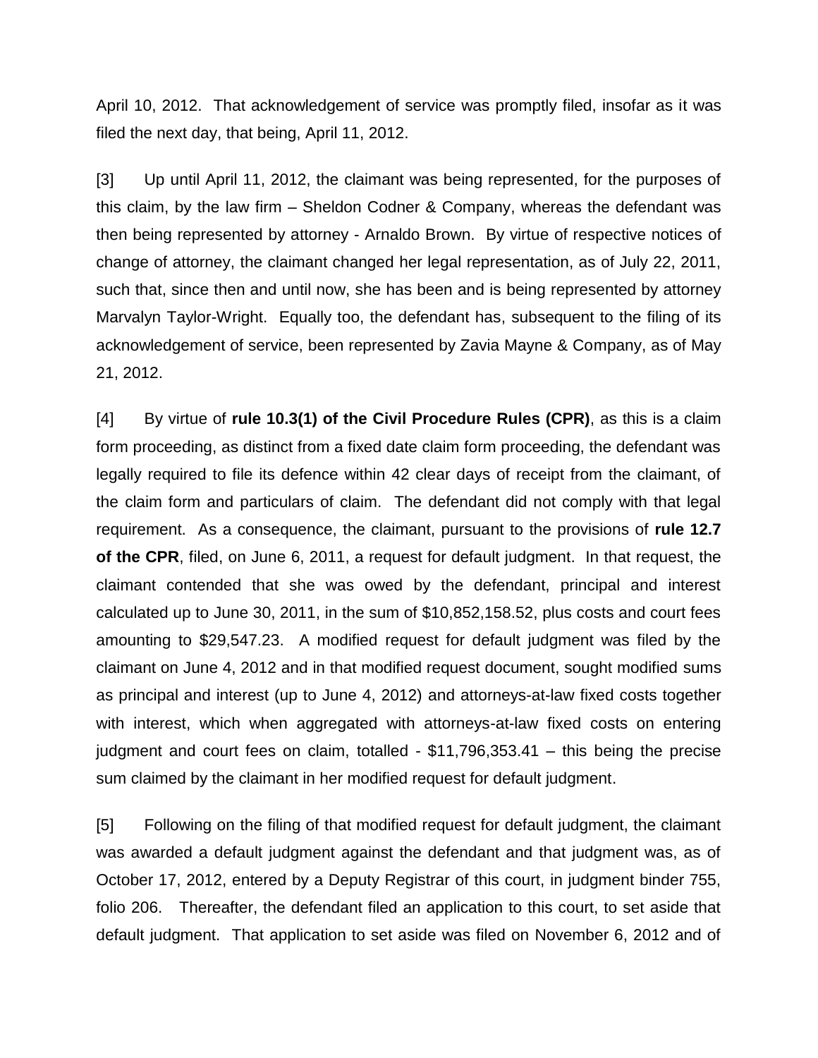April 10, 2012. That acknowledgement of service was promptly filed, insofar as it was filed the next day, that being, April 11, 2012.

[3] Up until April 11, 2012, the claimant was being represented, for the purposes of this claim, by the law firm – Sheldon Codner & Company, whereas the defendant was then being represented by attorney - Arnaldo Brown. By virtue of respective notices of change of attorney, the claimant changed her legal representation, as of July 22, 2011, such that, since then and until now, she has been and is being represented by attorney Marvalyn Taylor-Wright. Equally too, the defendant has, subsequent to the filing of its acknowledgement of service, been represented by Zavia Mayne & Company, as of May 21, 2012.

[4] By virtue of **rule 10.3(1) of the Civil Procedure Rules (CPR)**, as this is a claim form proceeding, as distinct from a fixed date claim form proceeding, the defendant was legally required to file its defence within 42 clear days of receipt from the claimant, of the claim form and particulars of claim. The defendant did not comply with that legal requirement. As a consequence, the claimant, pursuant to the provisions of **rule 12.7 of the CPR**, filed, on June 6, 2011, a request for default judgment. In that request, the claimant contended that she was owed by the defendant, principal and interest calculated up to June 30, 2011, in the sum of $10,852,158.52, plus costs and court fees amounting to $29,547.23. A modified request for default judgment was filed by the claimant on June 4, 2012 and in that modified request document, sought modified sums as principal and interest (up to June 4, 2012) and attorneys-at-law fixed costs together with interest, which when aggregated with attorneys-at-law fixed costs on entering judgment and court fees on claim, totalled - $11,796,353.41 – this being the precise sum claimed by the claimant in her modified request for default judgment.

[5] Following on the filing of that modified request for default judgment, the claimant was awarded a default judgment against the defendant and that judgment was, as of October 17, 2012, entered by a Deputy Registrar of this court, in judgment binder 755, folio 206. Thereafter, the defendant filed an application to this court, to set aside that default judgment. That application to set aside was filed on November 6, 2012 and of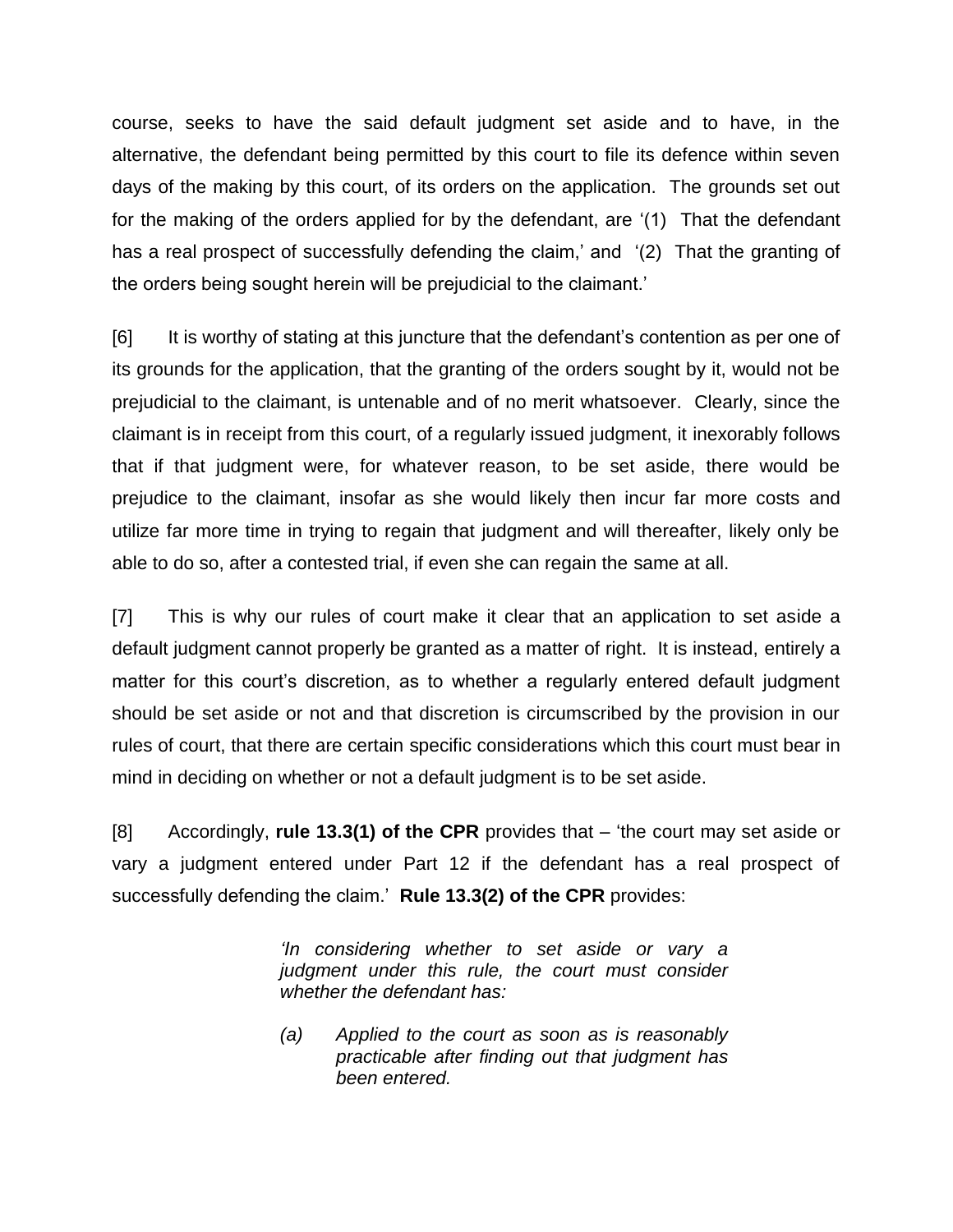course, seeks to have the said default judgment set aside and to have, in the alternative, the defendant being permitted by this court to file its defence within seven days of the making by this court, of its orders on the application. The grounds set out for the making of the orders applied for by the defendant, are '(1) That the defendant has a real prospect of successfully defending the claim,' and '(2) That the granting of the orders being sought herein will be prejudicial to the claimant.'

[6] It is worthy of stating at this juncture that the defendant's contention as per one of its grounds for the application, that the granting of the orders sought by it, would not be prejudicial to the claimant, is untenable and of no merit whatsoever. Clearly, since the claimant is in receipt from this court, of a regularly issued judgment, it inexorably follows that if that judgment were, for whatever reason, to be set aside, there would be prejudice to the claimant, insofar as she would likely then incur far more costs and utilize far more time in trying to regain that judgment and will thereafter, likely only be able to do so, after a contested trial, if even she can regain the same at all.

[7] This is why our rules of court make it clear that an application to set aside a default judgment cannot properly be granted as a matter of right. It is instead, entirely a matter for this court's discretion, as to whether a regularly entered default judgment should be set aside or not and that discretion is circumscribed by the provision in our rules of court, that there are certain specific considerations which this court must bear in mind in deciding on whether or not a default judgment is to be set aside.

[8] Accordingly, **rule 13.3(1) of the CPR** provides that – 'the court may set aside or vary a judgment entered under Part 12 if the defendant has a real prospect of successfully defending the claim.' **Rule 13.3(2) of the CPR** provides:

> *'In considering whether to set aside or vary a judgment under this rule, the court must consider whether the defendant has:*
>
> *(a) Applied to the court as soon as is reasonably practicable after finding out that judgment has been entered.*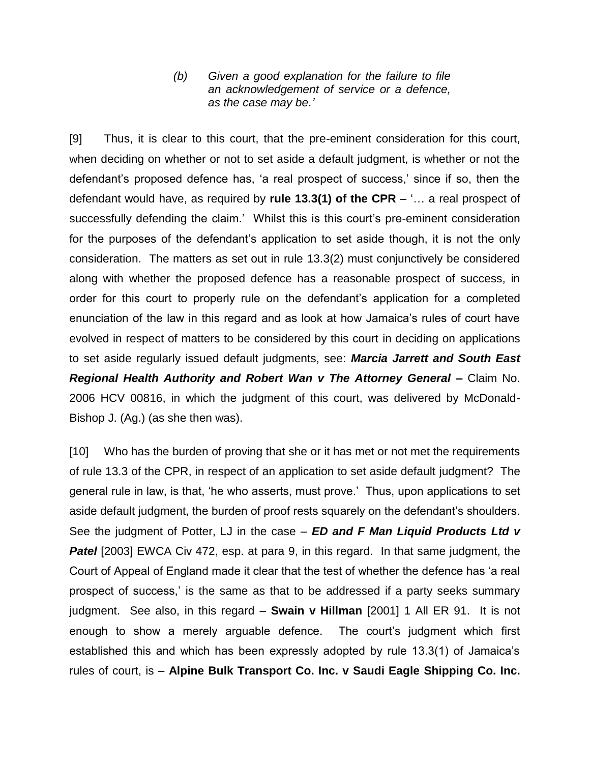> *(b) Given a good explanation for the failure to file an acknowledgement of service or a defence, as the case may be.'*

[9] Thus, it is clear to this court, that the pre-eminent consideration for this court, when deciding on whether or not to set aside a default judgment, is whether or not the defendant's proposed defence has, 'a real prospect of success,' since if so, then the defendant would have, as required by **rule 13.3(1) of the CPR** – '… a real prospect of successfully defending the claim.' Whilst this is this court's pre-eminent consideration for the purposes of the defendant's application to set aside though, it is not the only consideration. The matters as set out in rule 13.3(2) must conjunctively be considered along with whether the proposed defence has a reasonable prospect of success, in order for this court to properly rule on the defendant's application for a completed enunciation of the law in this regard and as look at how Jamaica's rules of court have evolved in respect of matters to be considered by this court in deciding on applications to set aside regularly issued default judgments, see: ***Marcia Jarrett and South East Regional Health Authority and Robert Wan v The Attorney General*** **–** Claim No. 2006 HCV 00816, in which the judgment of this court, was delivered by McDonald-Bishop J. (Ag.) (as she then was).

[10] Who has the burden of proving that she or it has met or not met the requirements of rule 13.3 of the CPR, in respect of an application to set aside default judgment? The general rule in law, is that, 'he who asserts, must prove.' Thus, upon applications to set aside default judgment, the burden of proof rests squarely on the defendant's shoulders. See the judgment of Potter, LJ in the case – ***ED and F Man Liquid Products Ltd v Patel*** [2003] EWCA Civ 472, esp. at para 9, in this regard. In that same judgment, the Court of Appeal of England made it clear that the test of whether the defence has 'a real prospect of success,' is the same as that to be addressed if a party seeks summary judgment. See also, in this regard – **Swain v Hillman** [2001] 1 All ER 91. It is not enough to show a merely arguable defence. The court's judgment which first established this and which has been expressly adopted by rule 13.3(1) of Jamaica's rules of court, is – **Alpine Bulk Transport Co. Inc. v Saudi Eagle Shipping Co. Inc.**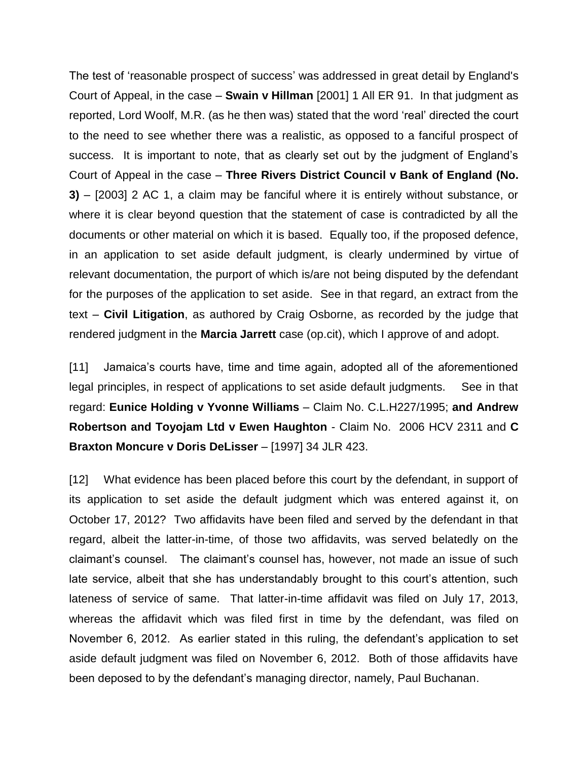The test of 'reasonable prospect of success' was addressed in great detail by England's Court of Appeal, in the case – **Swain v Hillman** [2001] 1 All ER 91. In that judgment as reported, Lord Woolf, M.R. (as he then was) stated that the word 'real' directed the court to the need to see whether there was a realistic, as opposed to a fanciful prospect of success. It is important to note, that as clearly set out by the judgment of England's Court of Appeal in the case – **Three Rivers District Council v Bank of England (No. 3)** – [2003] 2 AC 1, a claim may be fanciful where it is entirely without substance, or where it is clear beyond question that the statement of case is contradicted by all the documents or other material on which it is based. Equally too, if the proposed defence, in an application to set aside default judgment, is clearly undermined by virtue of relevant documentation, the purport of which is/are not being disputed by the defendant for the purposes of the application to set aside. See in that regard, an extract from the text – **Civil Litigation**, as authored by Craig Osborne, as recorded by the judge that rendered judgment in the **Marcia Jarrett** case (op.cit), which I approve of and adopt.

[11] Jamaica's courts have, time and time again, adopted all of the aforementioned legal principles, in respect of applications to set aside default judgments. See in that regard: **Eunice Holding v Yvonne Williams** – Claim No. C.L.H227/1995; **and Andrew Robertson and Toyojam Ltd v Ewen Haughton** - Claim No. 2006 HCV 2311 and **C Braxton Moncure v Doris DeLisser** – [1997] 34 JLR 423.

[12] What evidence has been placed before this court by the defendant, in support of its application to set aside the default judgment which was entered against it, on October 17, 2012? Two affidavits have been filed and served by the defendant in that regard, albeit the latter-in-time, of those two affidavits, was served belatedly on the claimant's counsel. The claimant's counsel has, however, not made an issue of such late service, albeit that she has understandably brought to this court's attention, such lateness of service of same. That latter-in-time affidavit was filed on July 17, 2013, whereas the affidavit which was filed first in time by the defendant, was filed on November 6, 2012. As earlier stated in this ruling, the defendant's application to set aside default judgment was filed on November 6, 2012. Both of those affidavits have been deposed to by the defendant's managing director, namely, Paul Buchanan.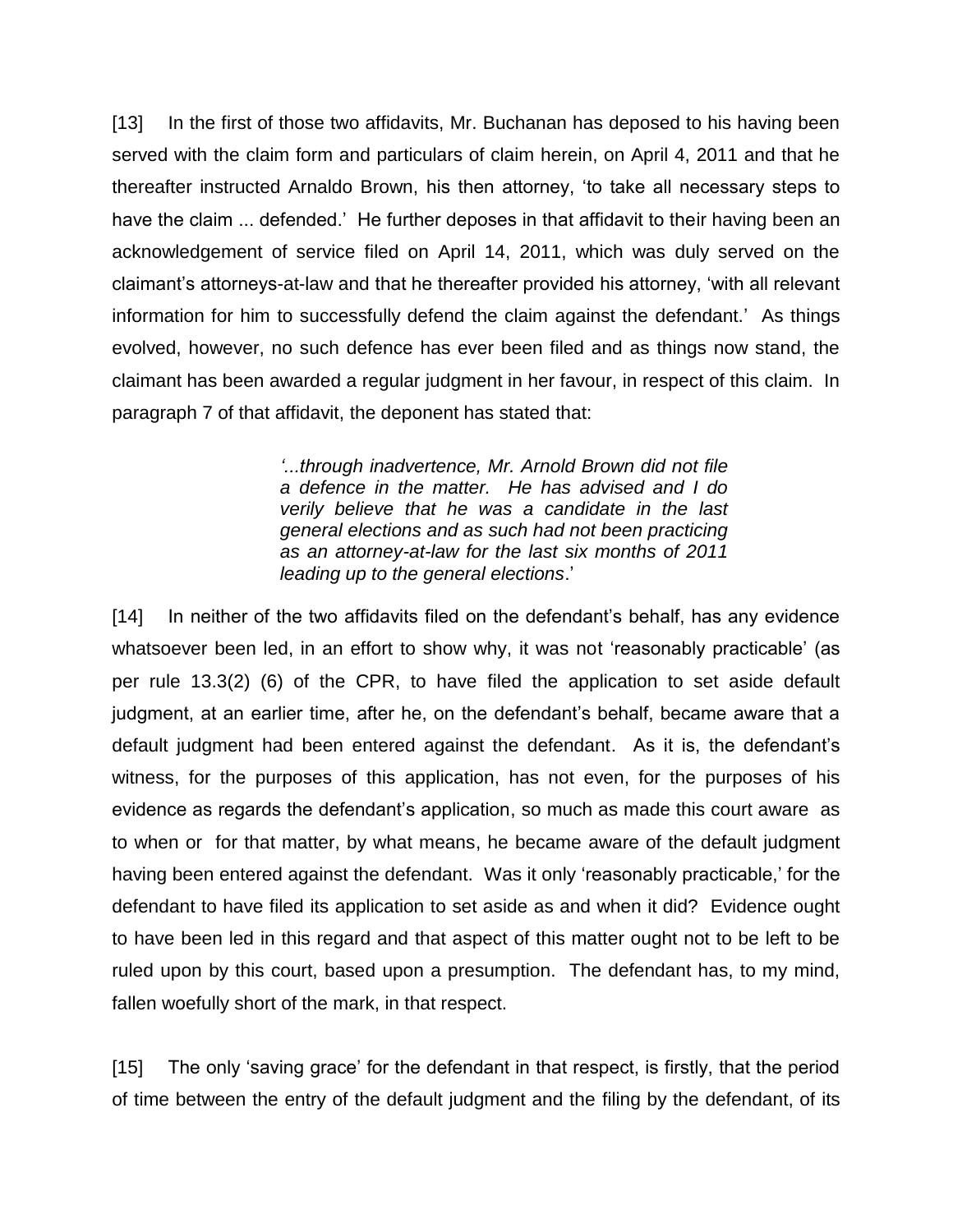[13] In the first of those two affidavits, Mr. Buchanan has deposed to his having been served with the claim form and particulars of claim herein, on April 4, 2011 and that he thereafter instructed Arnaldo Brown, his then attorney, 'to take all necessary steps to have the claim ... defended.' He further deposes in that affidavit to their having been an acknowledgement of service filed on April 14, 2011, which was duly served on the claimant's attorneys-at-law and that he thereafter provided his attorney, 'with all relevant information for him to successfully defend the claim against the defendant.' As things evolved, however, no such defence has ever been filed and as things now stand, the claimant has been awarded a regular judgment in her favour, in respect of this claim. In paragraph 7 of that affidavit, the deponent has stated that:

> *'...through inadvertence, Mr. Arnold Brown did not file a defence in the matter. He has advised and I do verily believe that he was a candidate in the last general elections and as such had not been practicing as an attorney-at-law for the last six months of 2011 leading up to the general elections*.'

[14] In neither of the two affidavits filed on the defendant's behalf, has any evidence whatsoever been led, in an effort to show why, it was not 'reasonably practicable' (as per rule 13.3(2) (6) of the CPR, to have filed the application to set aside default judgment, at an earlier time, after he, on the defendant's behalf, became aware that a default judgment had been entered against the defendant. As it is, the defendant's witness, for the purposes of this application, has not even, for the purposes of his evidence as regards the defendant's application, so much as made this court aware as to when or for that matter, by what means, he became aware of the default judgment having been entered against the defendant. Was it only 'reasonably practicable,' for the defendant to have filed its application to set aside as and when it did? Evidence ought to have been led in this regard and that aspect of this matter ought not to be left to be ruled upon by this court, based upon a presumption. The defendant has, to my mind, fallen woefully short of the mark, in that respect.

[15] The only 'saving grace' for the defendant in that respect, is firstly, that the period of time between the entry of the default judgment and the filing by the defendant, of its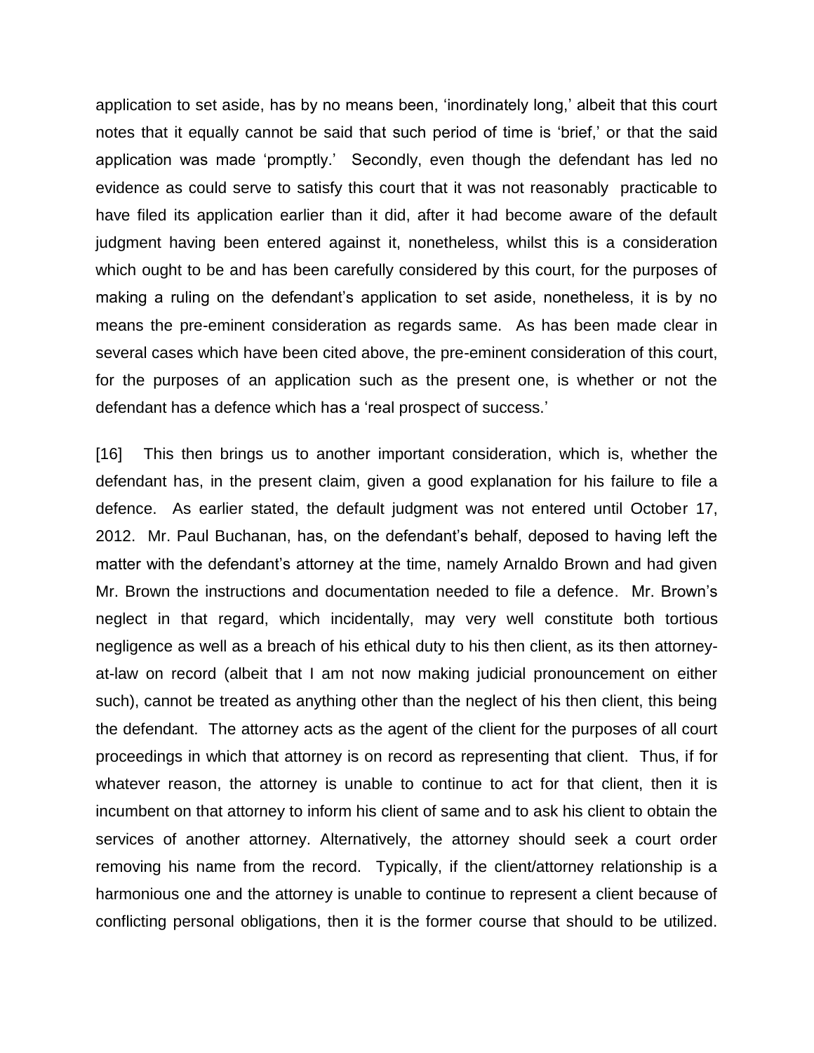application to set aside, has by no means been, 'inordinately long,' albeit that this court notes that it equally cannot be said that such period of time is 'brief,' or that the said application was made 'promptly.' Secondly, even though the defendant has led no evidence as could serve to satisfy this court that it was not reasonably practicable to have filed its application earlier than it did, after it had become aware of the default judgment having been entered against it, nonetheless, whilst this is a consideration which ought to be and has been carefully considered by this court, for the purposes of making a ruling on the defendant's application to set aside, nonetheless, it is by no means the pre-eminent consideration as regards same. As has been made clear in several cases which have been cited above, the pre-eminent consideration of this court, for the purposes of an application such as the present one, is whether or not the defendant has a defence which has a 'real prospect of success.'

[16] This then brings us to another important consideration, which is, whether the defendant has, in the present claim, given a good explanation for his failure to file a defence. As earlier stated, the default judgment was not entered until October 17, 2012. Mr. Paul Buchanan, has, on the defendant's behalf, deposed to having left the matter with the defendant's attorney at the time, namely Arnaldo Brown and had given Mr. Brown the instructions and documentation needed to file a defence. Mr. Brown's neglect in that regard, which incidentally, may very well constitute both tortious negligence as well as a breach of his ethical duty to his then client, as its then attorney-at-law on record (albeit that I am not now making judicial pronouncement on either such), cannot be treated as anything other than the neglect of his then client, this being the defendant. The attorney acts as the agent of the client for the purposes of all court proceedings in which that attorney is on record as representing that client. Thus, if for whatever reason, the attorney is unable to continue to act for that client, then it is incumbent on that attorney to inform his client of same and to ask his client to obtain the services of another attorney. Alternatively, the attorney should seek a court order removing his name from the record. Typically, if the client/attorney relationship is a harmonious one and the attorney is unable to continue to represent a client because of conflicting personal obligations, then it is the former course that should to be utilized.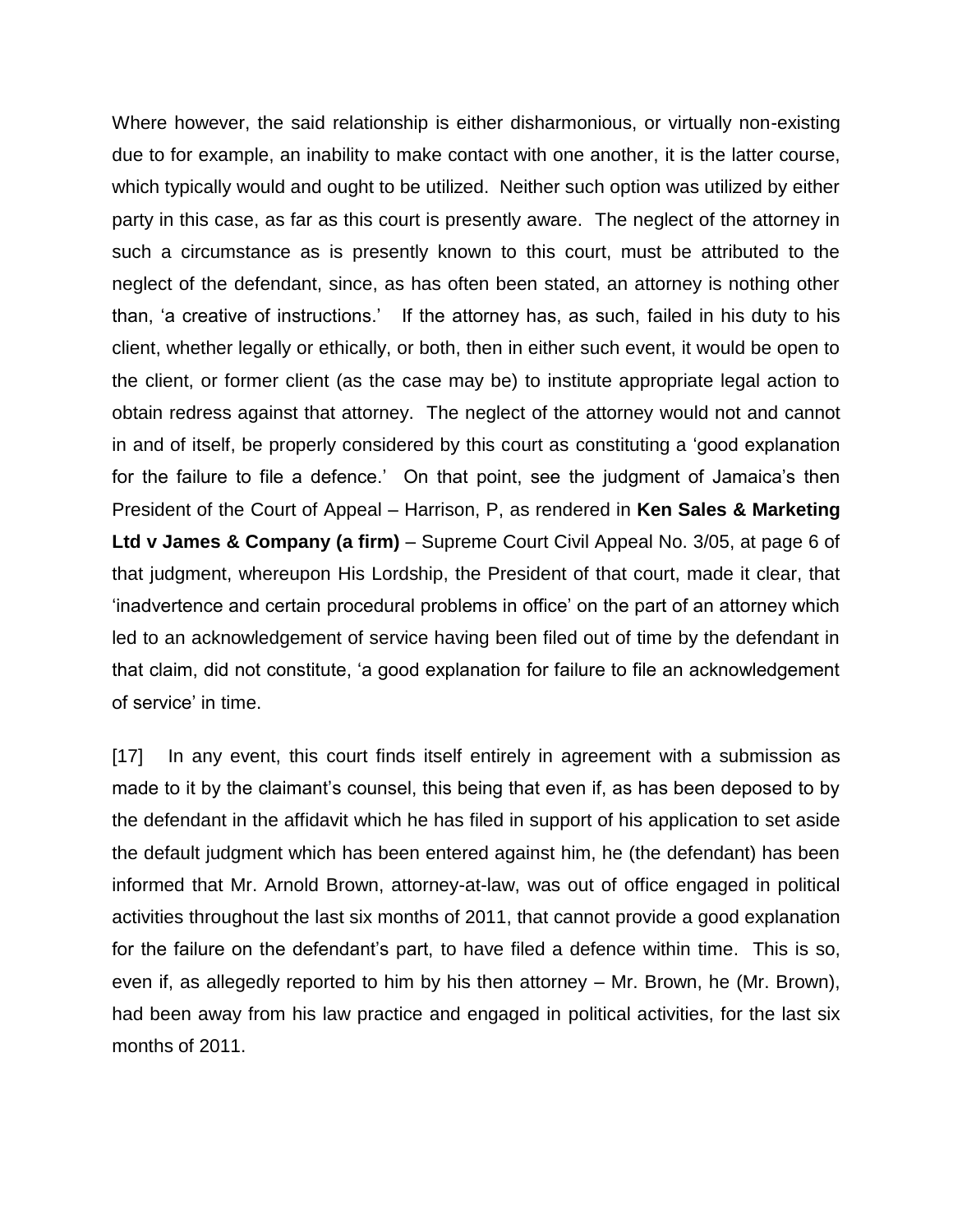Where however, the said relationship is either disharmonious, or virtually non-existing due to for example, an inability to make contact with one another, it is the latter course, which typically would and ought to be utilized. Neither such option was utilized by either party in this case, as far as this court is presently aware. The neglect of the attorney in such a circumstance as is presently known to this court, must be attributed to the neglect of the defendant, since, as has often been stated, an attorney is nothing other than, 'a creative of instructions.' If the attorney has, as such, failed in his duty to his client, whether legally or ethically, or both, then in either such event, it would be open to the client, or former client (as the case may be) to institute appropriate legal action to obtain redress against that attorney. The neglect of the attorney would not and cannot in and of itself, be properly considered by this court as constituting a 'good explanation for the failure to file a defence.' On that point, see the judgment of Jamaica's then President of the Court of Appeal – Harrison, P, as rendered in **Ken Sales & Marketing Ltd v James & Company (a firm)** – Supreme Court Civil Appeal No. 3/05, at page 6 of that judgment, whereupon His Lordship, the President of that court, made it clear, that 'inadvertence and certain procedural problems in office' on the part of an attorney which led to an acknowledgement of service having been filed out of time by the defendant in that claim, did not constitute, 'a good explanation for failure to file an acknowledgement of service' in time.

[17] In any event, this court finds itself entirely in agreement with a submission as made to it by the claimant's counsel, this being that even if, as has been deposed to by the defendant in the affidavit which he has filed in support of his application to set aside the default judgment which has been entered against him, he (the defendant) has been informed that Mr. Arnold Brown, attorney-at-law, was out of office engaged in political activities throughout the last six months of 2011, that cannot provide a good explanation for the failure on the defendant's part, to have filed a defence within time. This is so, even if, as allegedly reported to him by his then attorney – Mr. Brown, he (Mr. Brown), had been away from his law practice and engaged in political activities, for the last six months of 2011.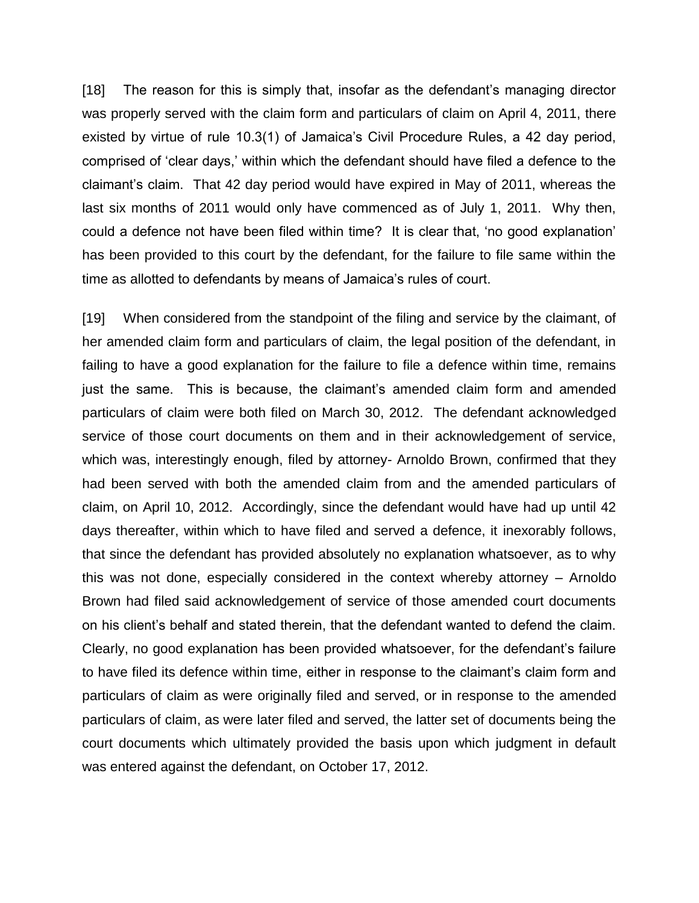[18] The reason for this is simply that, insofar as the defendant's managing director was properly served with the claim form and particulars of claim on April 4, 2011, there existed by virtue of rule 10.3(1) of Jamaica's Civil Procedure Rules, a 42 day period, comprised of 'clear days,' within which the defendant should have filed a defence to the claimant's claim. That 42 day period would have expired in May of 2011, whereas the last six months of 2011 would only have commenced as of July 1, 2011. Why then, could a defence not have been filed within time? It is clear that, 'no good explanation' has been provided to this court by the defendant, for the failure to file same within the time as allotted to defendants by means of Jamaica's rules of court.

[19] When considered from the standpoint of the filing and service by the claimant, of her amended claim form and particulars of claim, the legal position of the defendant, in failing to have a good explanation for the failure to file a defence within time, remains just the same. This is because, the claimant's amended claim form and amended particulars of claim were both filed on March 30, 2012. The defendant acknowledged service of those court documents on them and in their acknowledgement of service, which was, interestingly enough, filed by attorney- Arnoldo Brown, confirmed that they had been served with both the amended claim from and the amended particulars of claim, on April 10, 2012. Accordingly, since the defendant would have had up until 42 days thereafter, within which to have filed and served a defence, it inexorably follows, that since the defendant has provided absolutely no explanation whatsoever, as to why this was not done, especially considered in the context whereby attorney – Arnoldo Brown had filed said acknowledgement of service of those amended court documents on his client's behalf and stated therein, that the defendant wanted to defend the claim. Clearly, no good explanation has been provided whatsoever, for the defendant's failure to have filed its defence within time, either in response to the claimant's claim form and particulars of claim as were originally filed and served, or in response to the amended particulars of claim, as were later filed and served, the latter set of documents being the court documents which ultimately provided the basis upon which judgment in default was entered against the defendant, on October 17, 2012.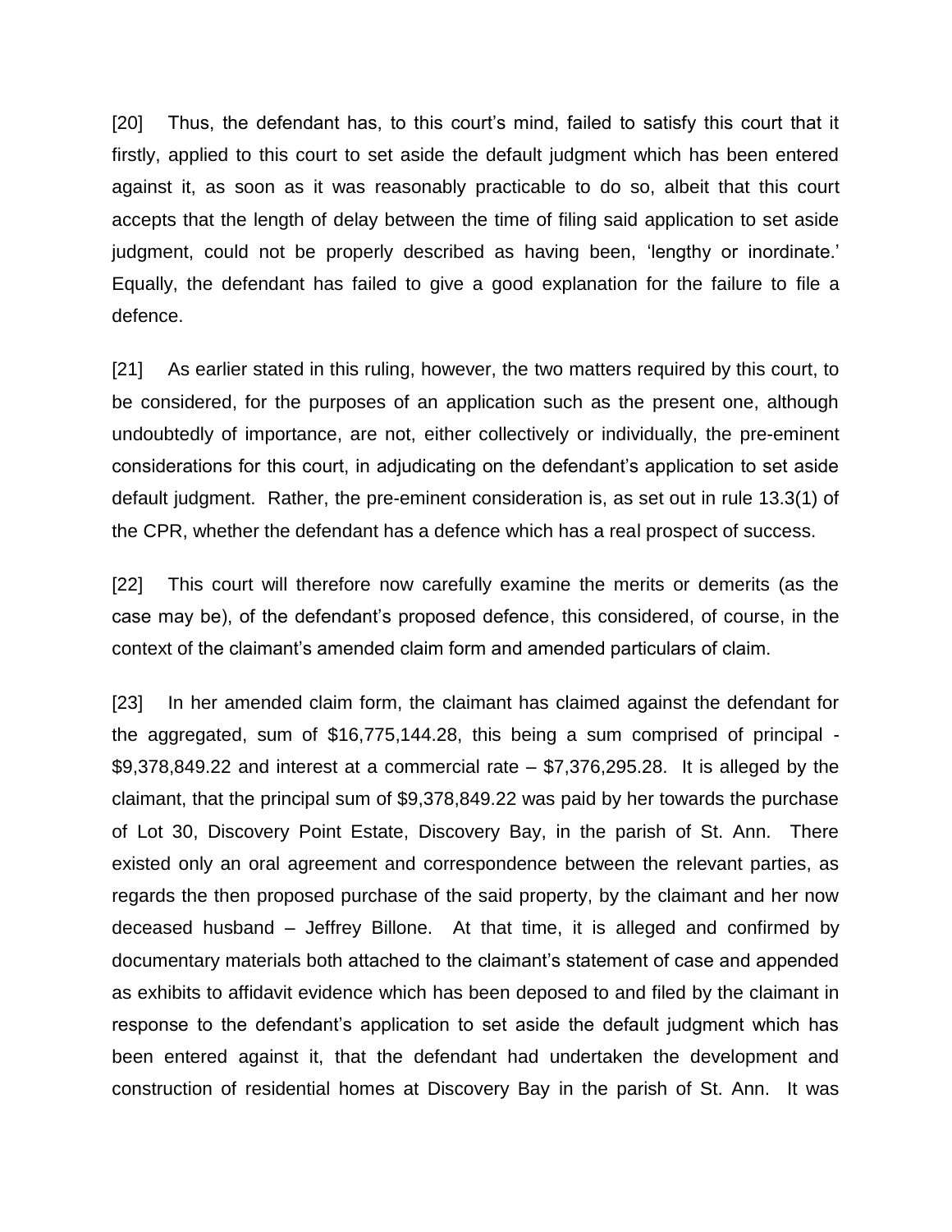[20] Thus, the defendant has, to this court's mind, failed to satisfy this court that it firstly, applied to this court to set aside the default judgment which has been entered against it, as soon as it was reasonably practicable to do so, albeit that this court accepts that the length of delay between the time of filing said application to set aside judgment, could not be properly described as having been, 'lengthy or inordinate.' Equally, the defendant has failed to give a good explanation for the failure to file a defence.

[21] As earlier stated in this ruling, however, the two matters required by this court, to be considered, for the purposes of an application such as the present one, although undoubtedly of importance, are not, either collectively or individually, the pre-eminent considerations for this court, in adjudicating on the defendant's application to set aside default judgment. Rather, the pre-eminent consideration is, as set out in rule 13.3(1) of the CPR, whether the defendant has a defence which has a real prospect of success.

[22] This court will therefore now carefully examine the merits or demerits (as the case may be), of the defendant's proposed defence, this considered, of course, in the context of the claimant's amended claim form and amended particulars of claim.

[23] In her amended claim form, the claimant has claimed against the defendant for the aggregated, sum of $16,775,144.28, this being a sum comprised of principal - $9,378,849.22 and interest at a commercial rate – $7,376,295.28. It is alleged by the claimant, that the principal sum of $9,378,849.22 was paid by her towards the purchase of Lot 30, Discovery Point Estate, Discovery Bay, in the parish of St. Ann. There existed only an oral agreement and correspondence between the relevant parties, as regards the then proposed purchase of the said property, by the claimant and her now deceased husband – Jeffrey Billone. At that time, it is alleged and confirmed by documentary materials both attached to the claimant's statement of case and appended as exhibits to affidavit evidence which has been deposed to and filed by the claimant in response to the defendant's application to set aside the default judgment which has been entered against it, that the defendant had undertaken the development and construction of residential homes at Discovery Bay in the parish of St. Ann. It was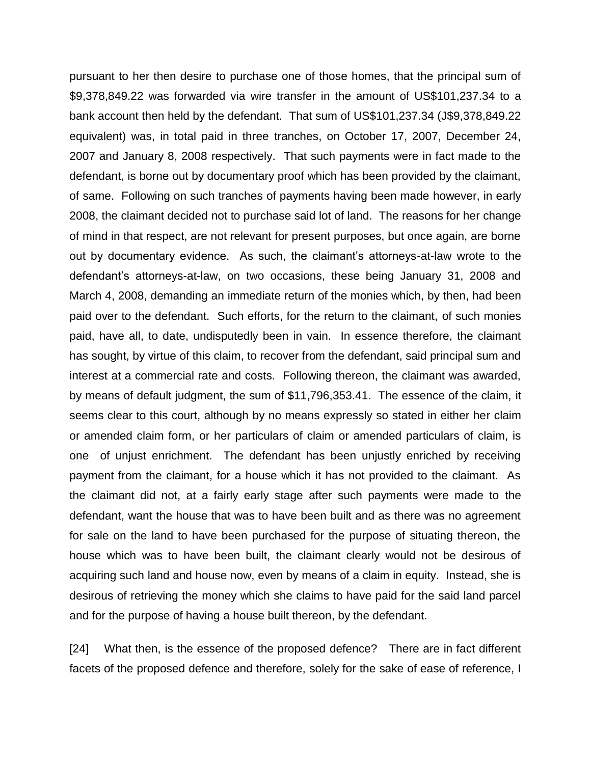pursuant to her then desire to purchase one of those homes, that the principal sum of $9,378,849.22 was forwarded via wire transfer in the amount of US$101,237.34 to a bank account then held by the defendant. That sum of US$101,237.34 (J$9,378,849.22 equivalent) was, in total paid in three tranches, on October 17, 2007, December 24, 2007 and January 8, 2008 respectively. That such payments were in fact made to the defendant, is borne out by documentary proof which has been provided by the claimant, of same. Following on such tranches of payments having been made however, in early 2008, the claimant decided not to purchase said lot of land. The reasons for her change of mind in that respect, are not relevant for present purposes, but once again, are borne out by documentary evidence. As such, the claimant's attorneys-at-law wrote to the defendant's attorneys-at-law, on two occasions, these being January 31, 2008 and March 4, 2008, demanding an immediate return of the monies which, by then, had been paid over to the defendant. Such efforts, for the return to the claimant, of such monies paid, have all, to date, undisputedly been in vain. In essence therefore, the claimant has sought, by virtue of this claim, to recover from the defendant, said principal sum and interest at a commercial rate and costs. Following thereon, the claimant was awarded, by means of default judgment, the sum of $11,796,353.41. The essence of the claim, it seems clear to this court, although by no means expressly so stated in either her claim or amended claim form, or her particulars of claim or amended particulars of claim, is one of unjust enrichment. The defendant has been unjustly enriched by receiving payment from the claimant, for a house which it has not provided to the claimant. As the claimant did not, at a fairly early stage after such payments were made to the defendant, want the house that was to have been built and as there was no agreement for sale on the land to have been purchased for the purpose of situating thereon, the house which was to have been built, the claimant clearly would not be desirous of acquiring such land and house now, even by means of a claim in equity. Instead, she is desirous of retrieving the money which she claims to have paid for the said land parcel and for the purpose of having a house built thereon, by the defendant.

[24] What then, is the essence of the proposed defence? There are in fact different facets of the proposed defence and therefore, solely for the sake of ease of reference, I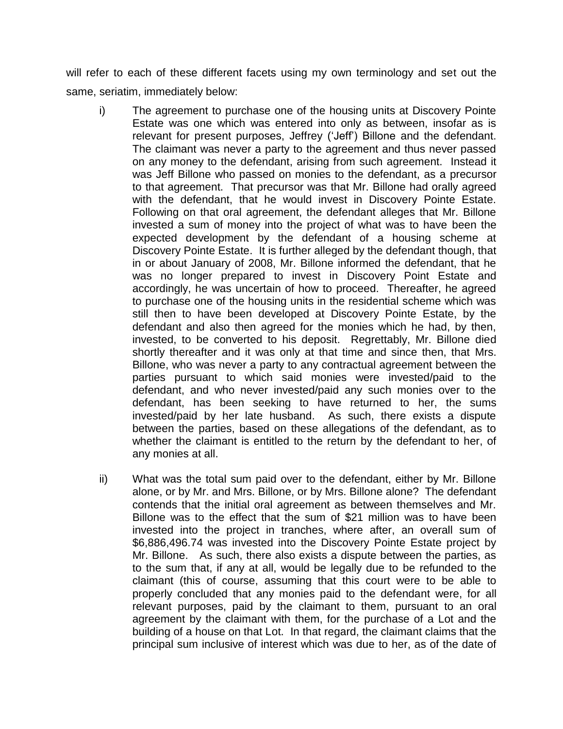will refer to each of these different facets using my own terminology and set out the same, seriatim, immediately below:

i) The agreement to purchase one of the housing units at Discovery Pointe Estate was one which was entered into only as between, insofar as is relevant for present purposes, Jeffrey ('Jeff') Billone and the defendant. The claimant was never a party to the agreement and thus never passed on any money to the defendant, arising from such agreement. Instead it was Jeff Billone who passed on monies to the defendant, as a precursor to that agreement. That precursor was that Mr. Billone had orally agreed with the defendant, that he would invest in Discovery Pointe Estate. Following on that oral agreement, the defendant alleges that Mr. Billone invested a sum of money into the project of what was to have been the expected development by the defendant of a housing scheme at Discovery Pointe Estate. It is further alleged by the defendant though, that in or about January of 2008, Mr. Billone informed the defendant, that he was no longer prepared to invest in Discovery Point Estate and accordingly, he was uncertain of how to proceed. Thereafter, he agreed to purchase one of the housing units in the residential scheme which was still then to have been developed at Discovery Pointe Estate, by the defendant and also then agreed for the monies which he had, by then, invested, to be converted to his deposit. Regrettably, Mr. Billone died shortly thereafter and it was only at that time and since then, that Mrs. Billone, who was never a party to any contractual agreement between the parties pursuant to which said monies were invested/paid to the defendant, and who never invested/paid any such monies over to the defendant, has been seeking to have returned to her, the sums invested/paid by her late husband. As such, there exists a dispute between the parties, based on these allegations of the defendant, as to whether the claimant is entitled to the return by the defendant to her, of any monies at all.

ii) What was the total sum paid over to the defendant, either by Mr. Billone alone, or by Mr. and Mrs. Billone, or by Mrs. Billone alone? The defendant contends that the initial oral agreement as between themselves and Mr. Billone was to the effect that the sum of $21 million was to have been invested into the project in tranches, where after, an overall sum of $6,886,496.74 was invested into the Discovery Pointe Estate project by Mr. Billone. As such, there also exists a dispute between the parties, as to the sum that, if any at all, would be legally due to be refunded to the claimant (this of course, assuming that this court were to be able to properly concluded that any monies paid to the defendant were, for all relevant purposes, paid by the claimant to them, pursuant to an oral agreement by the claimant with them, for the purchase of a Lot and the building of a house on that Lot. In that regard, the claimant claims that the principal sum inclusive of interest which was due to her, as of the date of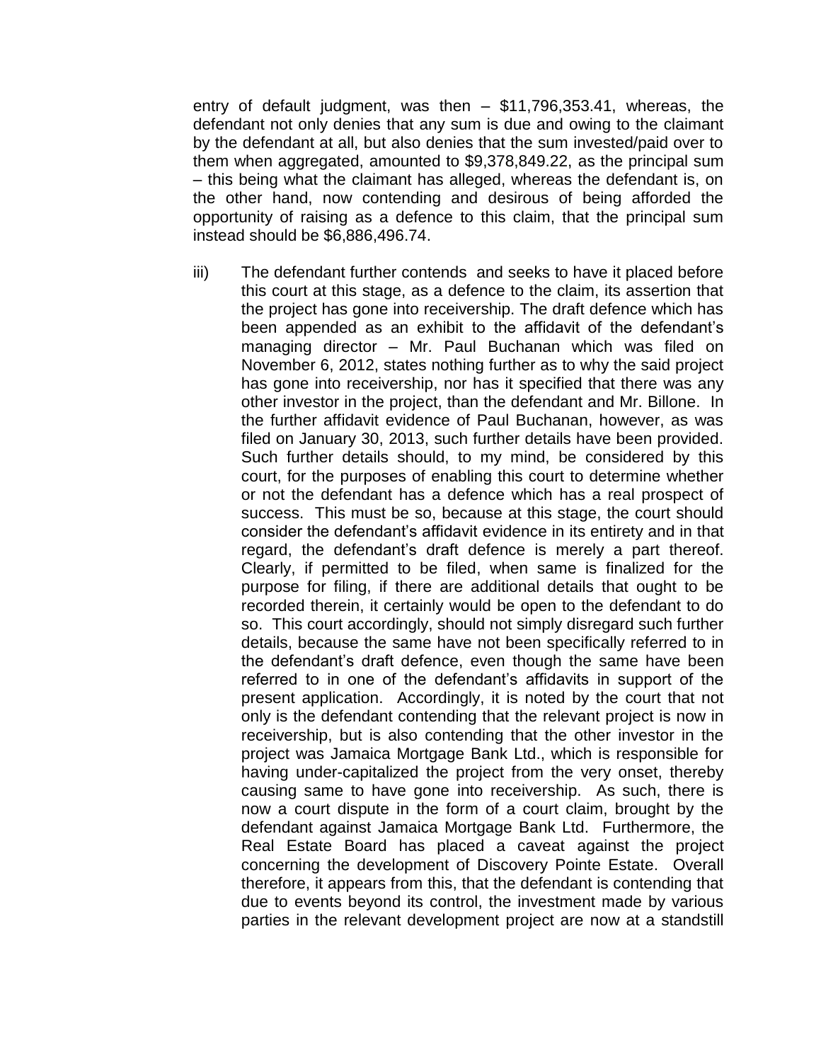entry of default judgment, was then – $11,796,353.41, whereas, the defendant not only denies that any sum is due and owing to the claimant by the defendant at all, but also denies that the sum invested/paid over to them when aggregated, amounted to $9,378,849.22, as the principal sum – this being what the claimant has alleged, whereas the defendant is, on the other hand, now contending and desirous of being afforded the opportunity of raising as a defence to this claim, that the principal sum instead should be $6,886,496.74.

iii) The defendant further contends and seeks to have it placed before this court at this stage, as a defence to the claim, its assertion that the project has gone into receivership. The draft defence which has been appended as an exhibit to the affidavit of the defendant's managing director – Mr. Paul Buchanan which was filed on November 6, 2012, states nothing further as to why the said project has gone into receivership, nor has it specified that there was any other investor in the project, than the defendant and Mr. Billone. In the further affidavit evidence of Paul Buchanan, however, as was filed on January 30, 2013, such further details have been provided. Such further details should, to my mind, be considered by this court, for the purposes of enabling this court to determine whether or not the defendant has a defence which has a real prospect of success. This must be so, because at this stage, the court should consider the defendant's affidavit evidence in its entirety and in that regard, the defendant's draft defence is merely a part thereof. Clearly, if permitted to be filed, when same is finalized for the purpose for filing, if there are additional details that ought to be recorded therein, it certainly would be open to the defendant to do so. This court accordingly, should not simply disregard such further details, because the same have not been specifically referred to in the defendant's draft defence, even though the same have been referred to in one of the defendant's affidavits in support of the present application. Accordingly, it is noted by the court that not only is the defendant contending that the relevant project is now in receivership, but is also contending that the other investor in the project was Jamaica Mortgage Bank Ltd., which is responsible for having under-capitalized the project from the very onset, thereby causing same to have gone into receivership. As such, there is now a court dispute in the form of a court claim, brought by the defendant against Jamaica Mortgage Bank Ltd. Furthermore, the Real Estate Board has placed a caveat against the project concerning the development of Discovery Pointe Estate. Overall therefore, it appears from this, that the defendant is contending that due to events beyond its control, the investment made by various parties in the relevant development project are now at a standstill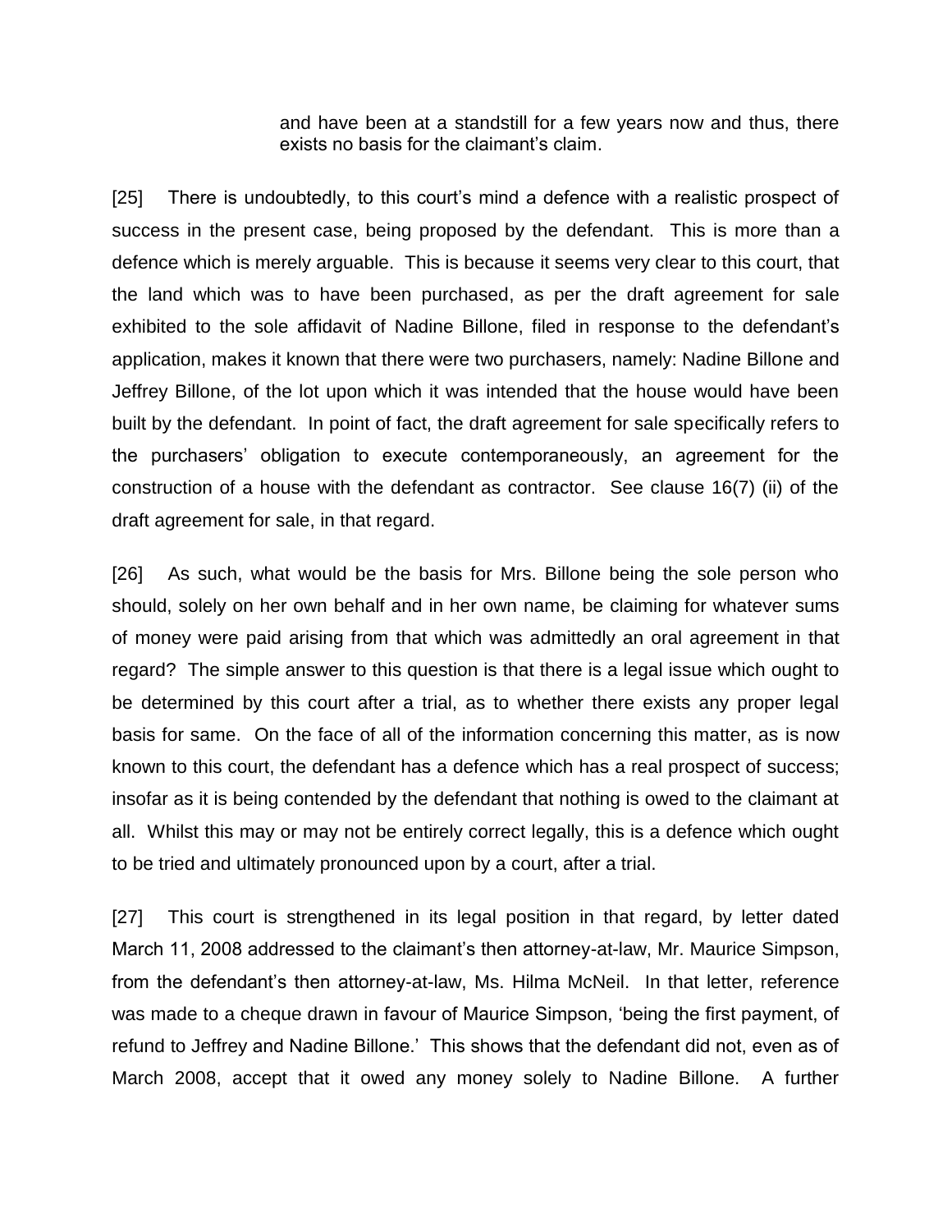and have been at a standstill for a few years now and thus, there exists no basis for the claimant's claim.

[25] There is undoubtedly, to this court's mind a defence with a realistic prospect of success in the present case, being proposed by the defendant. This is more than a defence which is merely arguable. This is because it seems very clear to this court, that the land which was to have been purchased, as per the draft agreement for sale exhibited to the sole affidavit of Nadine Billone, filed in response to the defendant's application, makes it known that there were two purchasers, namely: Nadine Billone and Jeffrey Billone, of the lot upon which it was intended that the house would have been built by the defendant. In point of fact, the draft agreement for sale specifically refers to the purchasers' obligation to execute contemporaneously, an agreement for the construction of a house with the defendant as contractor. See clause 16(7) (ii) of the draft agreement for sale, in that regard.

[26] As such, what would be the basis for Mrs. Billone being the sole person who should, solely on her own behalf and in her own name, be claiming for whatever sums of money were paid arising from that which was admittedly an oral agreement in that regard? The simple answer to this question is that there is a legal issue which ought to be determined by this court after a trial, as to whether there exists any proper legal basis for same. On the face of all of the information concerning this matter, as is now known to this court, the defendant has a defence which has a real prospect of success; insofar as it is being contended by the defendant that nothing is owed to the claimant at all. Whilst this may or may not be entirely correct legally, this is a defence which ought to be tried and ultimately pronounced upon by a court, after a trial.

[27] This court is strengthened in its legal position in that regard, by letter dated March 11, 2008 addressed to the claimant's then attorney-at-law, Mr. Maurice Simpson, from the defendant's then attorney-at-law, Ms. Hilma McNeil. In that letter, reference was made to a cheque drawn in favour of Maurice Simpson, 'being the first payment, of refund to Jeffrey and Nadine Billone.' This shows that the defendant did not, even as of March 2008, accept that it owed any money solely to Nadine Billone. A further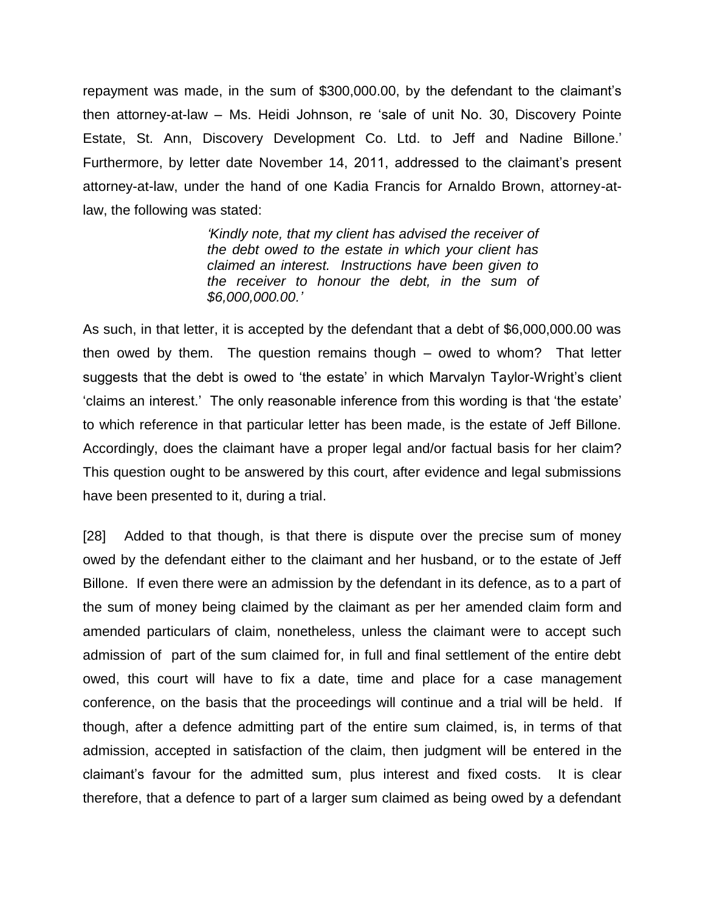repayment was made, in the sum of $300,000.00, by the defendant to the claimant's then attorney-at-law – Ms. Heidi Johnson, re 'sale of unit No. 30, Discovery Pointe Estate, St. Ann, Discovery Development Co. Ltd. to Jeff and Nadine Billone.' Furthermore, by letter date November 14, 2011, addressed to the claimant's present attorney-at-law, under the hand of one Kadia Francis for Arnaldo Brown, attorney-at-law, the following was stated:

> *'Kindly note, that my client has advised the receiver of the debt owed to the estate in which your client has claimed an interest. Instructions have been given to the receiver to honour the debt, in the sum of $6,000,000.00.'*

As such, in that letter, it is accepted by the defendant that a debt of $6,000,000.00 was then owed by them. The question remains though – owed to whom? That letter suggests that the debt is owed to 'the estate' in which Marvalyn Taylor-Wright's client 'claims an interest.' The only reasonable inference from this wording is that 'the estate' to which reference in that particular letter has been made, is the estate of Jeff Billone. Accordingly, does the claimant have a proper legal and/or factual basis for her claim? This question ought to be answered by this court, after evidence and legal submissions have been presented to it, during a trial.

[28] Added to that though, is that there is dispute over the precise sum of money owed by the defendant either to the claimant and her husband, or to the estate of Jeff Billone. If even there were an admission by the defendant in its defence, as to a part of the sum of money being claimed by the claimant as per her amended claim form and amended particulars of claim, nonetheless, unless the claimant were to accept such admission of part of the sum claimed for, in full and final settlement of the entire debt owed, this court will have to fix a date, time and place for a case management conference, on the basis that the proceedings will continue and a trial will be held. If though, after a defence admitting part of the entire sum claimed, is, in terms of that admission, accepted in satisfaction of the claim, then judgment will be entered in the claimant's favour for the admitted sum, plus interest and fixed costs. It is clear therefore, that a defence to part of a larger sum claimed as being owed by a defendant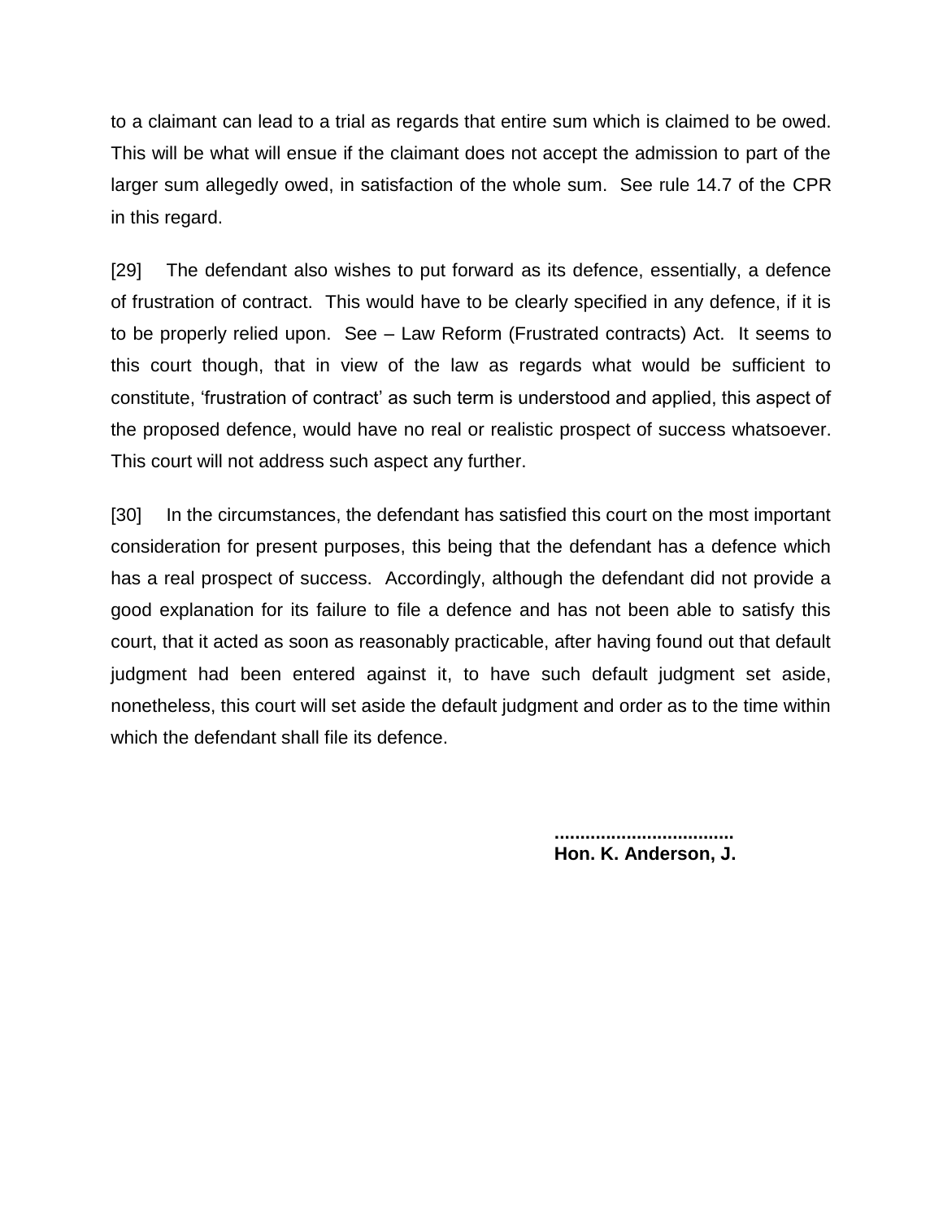to a claimant can lead to a trial as regards that entire sum which is claimed to be owed. This will be what will ensue if the claimant does not accept the admission to part of the larger sum allegedly owed, in satisfaction of the whole sum. See rule 14.7 of the CPR in this regard.

[29] The defendant also wishes to put forward as its defence, essentially, a defence of frustration of contract. This would have to be clearly specified in any defence, if it is to be properly relied upon. See – Law Reform (Frustrated contracts) Act. It seems to this court though, that in view of the law as regards what would be sufficient to constitute, 'frustration of contract' as such term is understood and applied, this aspect of the proposed defence, would have no real or realistic prospect of success whatsoever. This court will not address such aspect any further.

[30] In the circumstances, the defendant has satisfied this court on the most important consideration for present purposes, this being that the defendant has a defence which has a real prospect of success. Accordingly, although the defendant did not provide a good explanation for its failure to file a defence and has not been able to satisfy this court, that it acted as soon as reasonably practicable, after having found out that default judgment had been entered against it, to have such default judgment set aside, nonetheless, this court will set aside the default judgment and order as to the time within which the defendant shall file its defence.

**..................................**
**Hon. K. Anderson, J.**